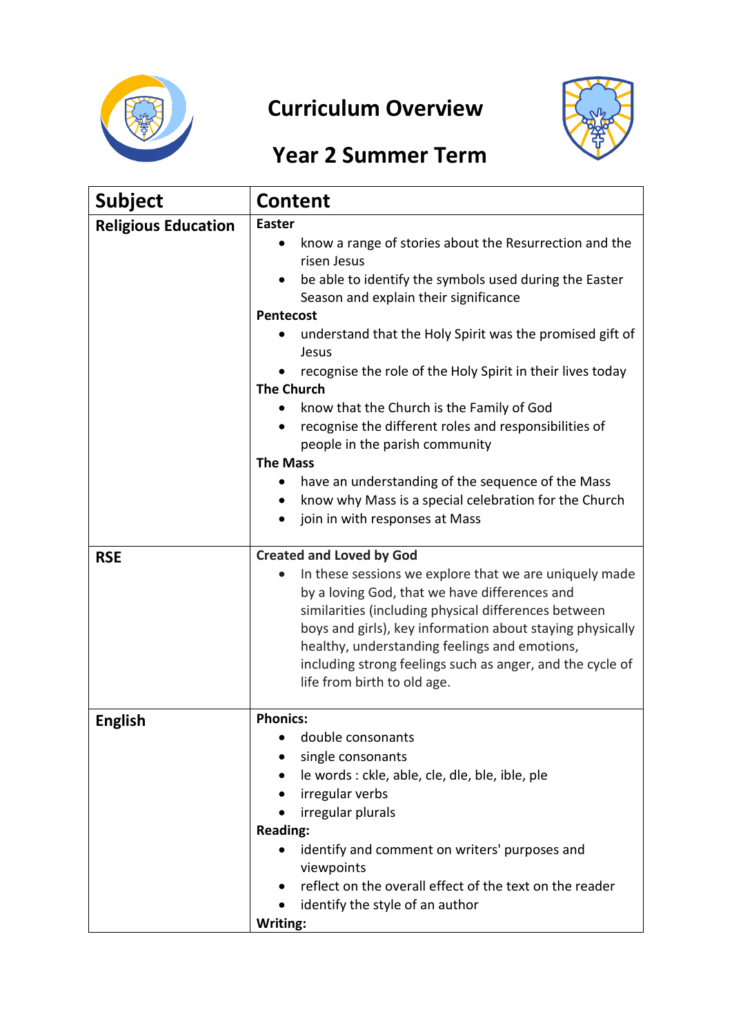# Curriculum Overview

## Year 2 Summer Term

| Subject | Content |
| --- | --- |
| **Religious Education** | **Easter**<br>• know a range of stories about the Resurrection and the risen Jesus<br>• be able to identify the symbols used during the Easter Season and explain their significance<br>**Pentecost**<br>• understand that the Holy Spirit was the promised gift of Jesus<br>• recognise the role of the Holy Spirit in their lives today<br>**The Church**<br>• know that the Church is the Family of God<br>• recognise the different roles and responsibilities of people in the parish community<br>**The Mass**<br>• have an understanding of the sequence of the Mass<br>• know why Mass is a special celebration for the Church<br>• join in with responses at Mass |
| **RSE** | **Created and Loved by God**<br>• In these sessions we explore that we are uniquely made by a loving God, that we have differences and similarities (including physical differences between boys and girls), key information about staying physically healthy, understanding feelings and emotions, including strong feelings such as anger, and the cycle of life from birth to old age. |
| **English** | **Phonics:**<br>• double consonants<br>• single consonants<br>• le words : ckle, able, cle, dle, ble, ible, ple<br>• irregular verbs<br>• irregular plurals<br>**Reading:**<br>• identify and comment on writers' purposes and viewpoints<br>• reflect on the overall effect of the text on the reader<br>• identify the style of an author<br>**Writing:** |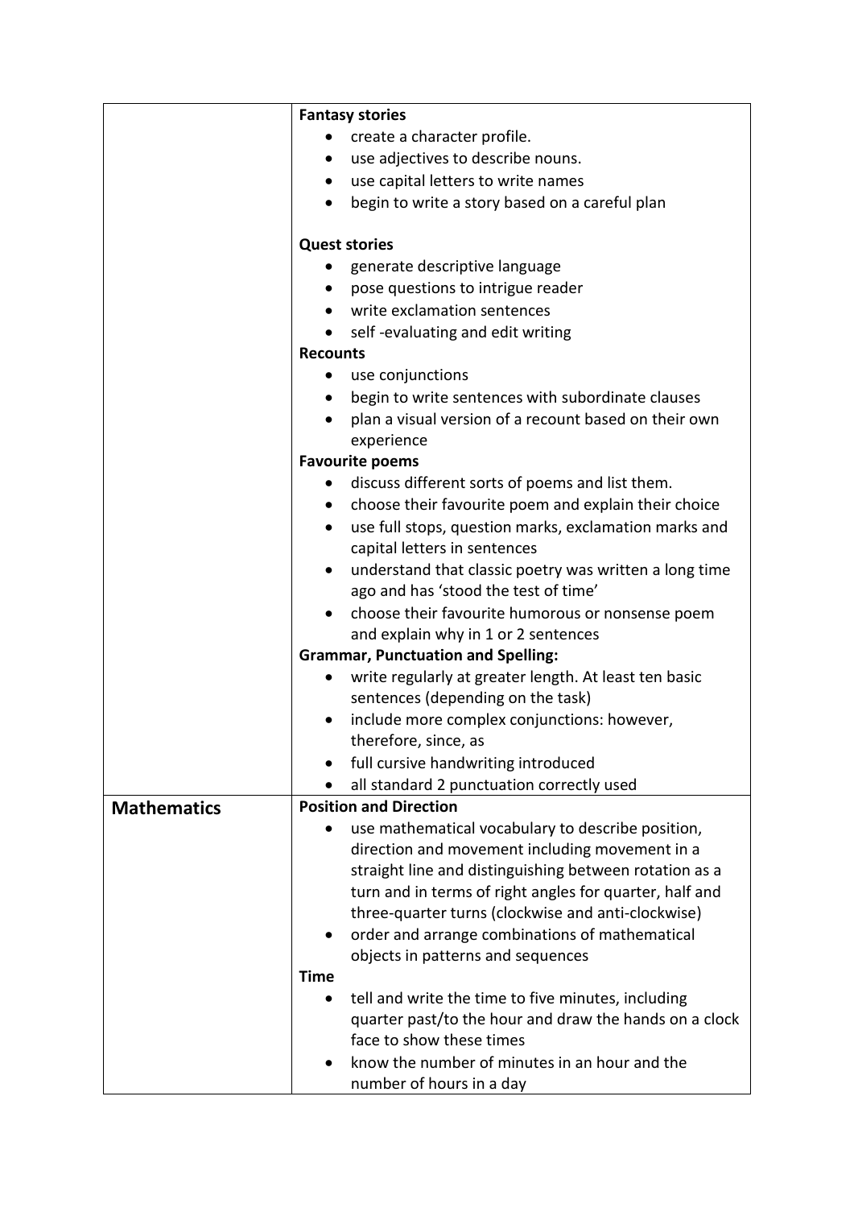| | |
|---|---|
| | **Fantasy stories**<br>• create a character profile.<br>• use adjectives to describe nouns.<br>• use capital letters to write names<br>• begin to write a story based on a careful plan<br><br>**Quest stories**<br>• generate descriptive language<br>• pose questions to intrigue reader<br>• write exclamation sentences<br>• self -evaluating and edit writing<br>**Recounts**<br>• use conjunctions<br>• begin to write sentences with subordinate clauses<br>• plan a visual version of a recount based on their own experience<br>**Favourite poems**<br>• discuss different sorts of poems and list them.<br>• choose their favourite poem and explain their choice<br>• use full stops, question marks, exclamation marks and capital letters in sentences<br>• understand that classic poetry was written a long time ago and has 'stood the test of time'<br>• choose their favourite humorous or nonsense poem and explain why in 1 or 2 sentences<br>**Grammar, Punctuation and Spelling:**<br>• write regularly at greater length. At least ten basic sentences (depending on the task)<br>• include more complex conjunctions: however, therefore, since, as<br>• full cursive handwriting introduced<br>• all standard 2 punctuation correctly used |
| **Mathematics** | **Position and Direction**<br>• use mathematical vocabulary to describe position, direction and movement including movement in a straight line and distinguishing between rotation as a turn and in terms of right angles for quarter, half and three-quarter turns (clockwise and anti-clockwise)<br>• order and arrange combinations of mathematical objects in patterns and sequences<br>**Time**<br>• tell and write the time to five minutes, including quarter past/to the hour and draw the hands on a clock face to show these times<br>• know the number of minutes in an hour and the number of hours in a day |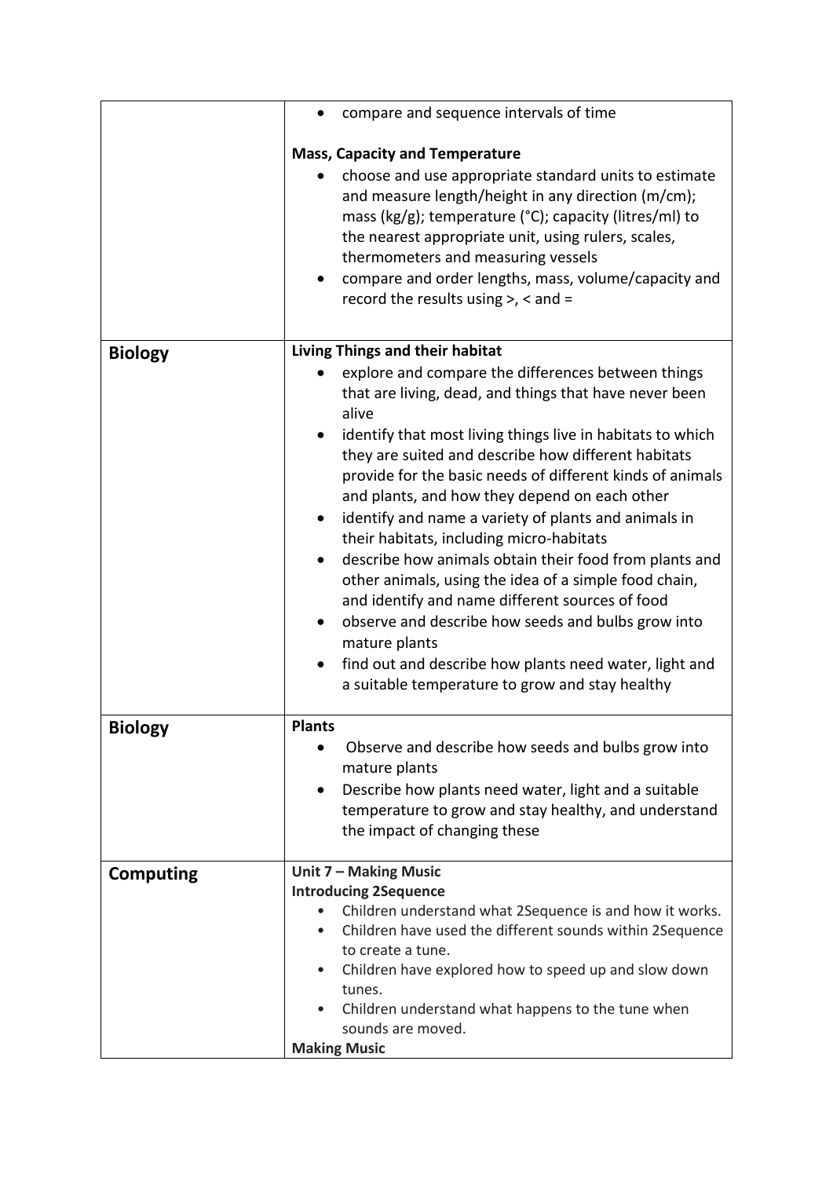| | |
|---|---|
| | • compare and sequence intervals of time<br><br>**Mass, Capacity and Temperature**<br>• choose and use appropriate standard units to estimate and measure length/height in any direction (m/cm); mass (kg/g); temperature (°C); capacity (litres/ml) to the nearest appropriate unit, using rulers, scales, thermometers and measuring vessels<br>• compare and order lengths, mass, volume/capacity and record the results using >, < and = |
| **Biology** | **Living Things and their habitat**<br>• explore and compare the differences between things that are living, dead, and things that have never been alive<br>• identify that most living things live in habitats to which they are suited and describe how different habitats provide for the basic needs of different kinds of animals and plants, and how they depend on each other<br>• identify and name a variety of plants and animals in their habitats, including micro-habitats<br>• describe how animals obtain their food from plants and other animals, using the idea of a simple food chain, and identify and name different sources of food<br>• observe and describe how seeds and bulbs grow into mature plants<br>• find out and describe how plants need water, light and a suitable temperature to grow and stay healthy |
| **Biology** | **Plants**<br>• Observe and describe how seeds and bulbs grow into mature plants<br>• Describe how plants need water, light and a suitable temperature to grow and stay healthy, and understand the impact of changing these |
| **Computing** | **Unit 7 – Making Music**<br>**Introducing 2Sequence**<br>• Children understand what 2Sequence is and how it works.<br>• Children have used the different sounds within 2Sequence to create a tune.<br>• Children have explored how to speed up and slow down tunes.<br>• Children understand what happens to the tune when sounds are moved.<br>**Making Music** |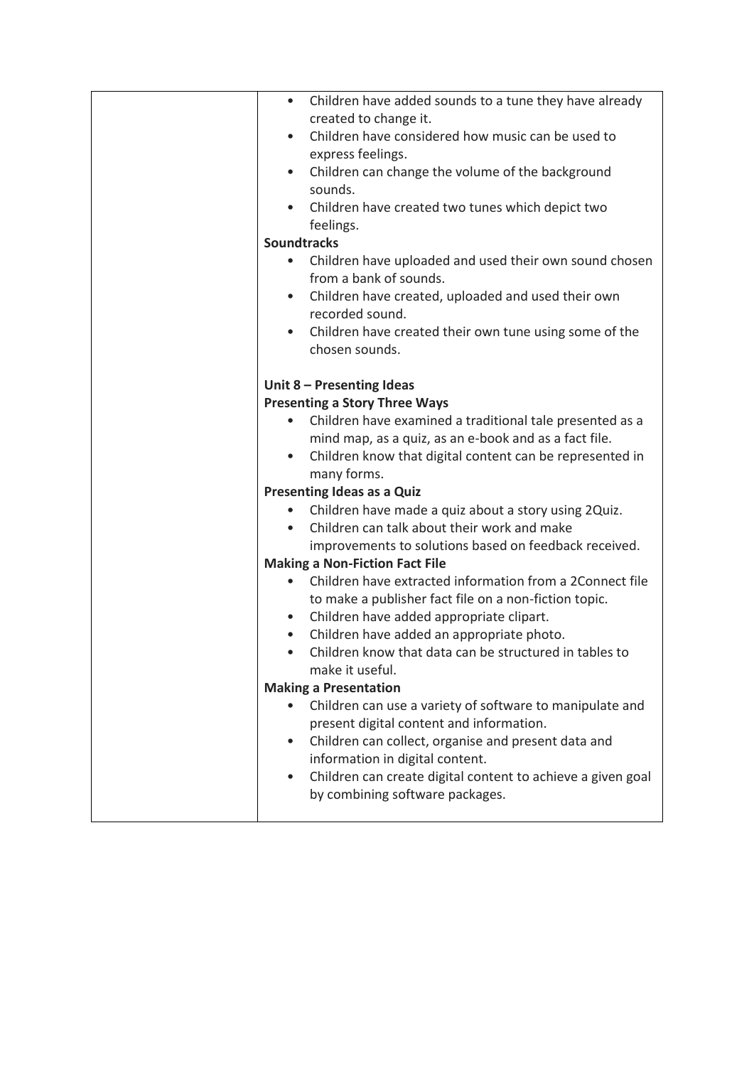| | |
|---|---|
| | • Children have added sounds to a tune they have already created to change it.<br>• Children have considered how music can be used to express feelings.<br>• Children can change the volume of the background sounds.<br>• Children have created two tunes which depict two feelings.<br>**Soundtracks**<br>• Children have uploaded and used their own sound chosen from a bank of sounds.<br>• Children have created, uploaded and used their own recorded sound.<br>• Children have created their own tune using some of the chosen sounds.<br><br>**Unit 8 – Presenting Ideas**<br>**Presenting a Story Three Ways**<br>• Children have examined a traditional tale presented as a mind map, as a quiz, as an e-book and as a fact file.<br>• Children know that digital content can be represented in many forms.<br>**Presenting Ideas as a Quiz**<br>• Children have made a quiz about a story using 2Quiz.<br>• Children can talk about their work and make improvements to solutions based on feedback received.<br>**Making a Non-Fiction Fact File**<br>• Children have extracted information from a 2Connect file to make a publisher fact file on a non-fiction topic.<br>• Children have added appropriate clipart.<br>• Children have added an appropriate photo.<br>• Children know that data can be structured in tables to make it useful.<br>**Making a Presentation**<br>• Children can use a variety of software to manipulate and present digital content and information.<br>• Children can collect, organise and present data and information in digital content.<br>• Children can create digital content to achieve a given goal by combining software packages. |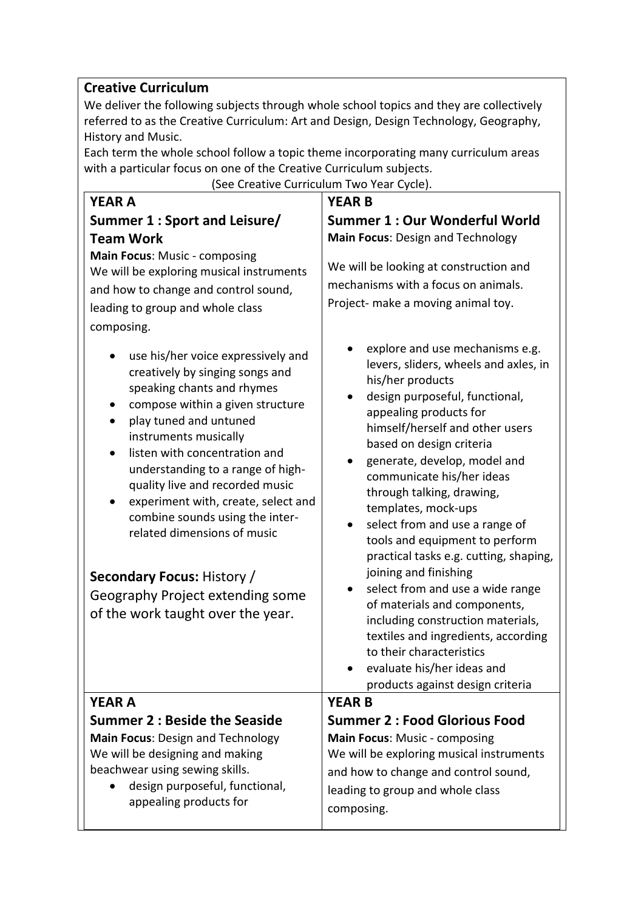## Creative Curriculum

We deliver the following subjects through whole school topics and they are collectively referred to as the Creative Curriculum: Art and Design, Design Technology, Geography, History and Music.

Each term the whole school follow a topic theme incorporating many curriculum areas with a particular focus on one of the Creative Curriculum subjects.

(See Creative Curriculum Two Year Cycle).

| YEAR A | YEAR B |
| --- | --- |
| **YEAR A**<br>**Summer 1 : Sport and Leisure/ Team Work**<br>**Main Focus**: Music - composing<br>We will be exploring musical instruments and how to change and control sound, leading to group and whole class composing.<br>• use his/her voice expressively and creatively by singing songs and speaking chants and rhymes<br>• compose within a given structure<br>• play tuned and untuned instruments musically<br>• listen with concentration and understanding to a range of high-quality live and recorded music<br>• experiment with, create, select and combine sounds using the inter-related dimensions of music<br><br>**Secondary Focus:** History / Geography Project extending some of the work taught over the year. | **YEAR B**<br>**Summer 1 : Our Wonderful World**<br>**Main Focus**: Design and Technology<br>We will be looking at construction and mechanisms with a focus on animals. Project- make a moving animal toy.<br>• explore and use mechanisms e.g. levers, sliders, wheels and axles, in his/her products<br>• design purposeful, functional, appealing products for himself/herself and other users based on design criteria<br>• generate, develop, model and communicate his/her ideas through talking, drawing, templates, mock-ups<br>• select from and use a range of tools and equipment to perform practical tasks e.g. cutting, shaping, joining and finishing<br>• select from and use a wide range of materials and components, including construction materials, textiles and ingredients, according to their characteristics<br>• evaluate his/her ideas and products against design criteria |
| **YEAR A**<br>**Summer 2 : Beside the Seaside**<br>**Main Focus**: Design and Technology<br>We will be designing and making beachwear using sewing skills.<br>• design purposeful, functional, appealing products for | **YEAR B**<br>**Summer 2 : Food Glorious Food**<br>**Main Focus**: Music - composing<br>We will be exploring musical instruments and how to change and control sound, leading to group and whole class composing. |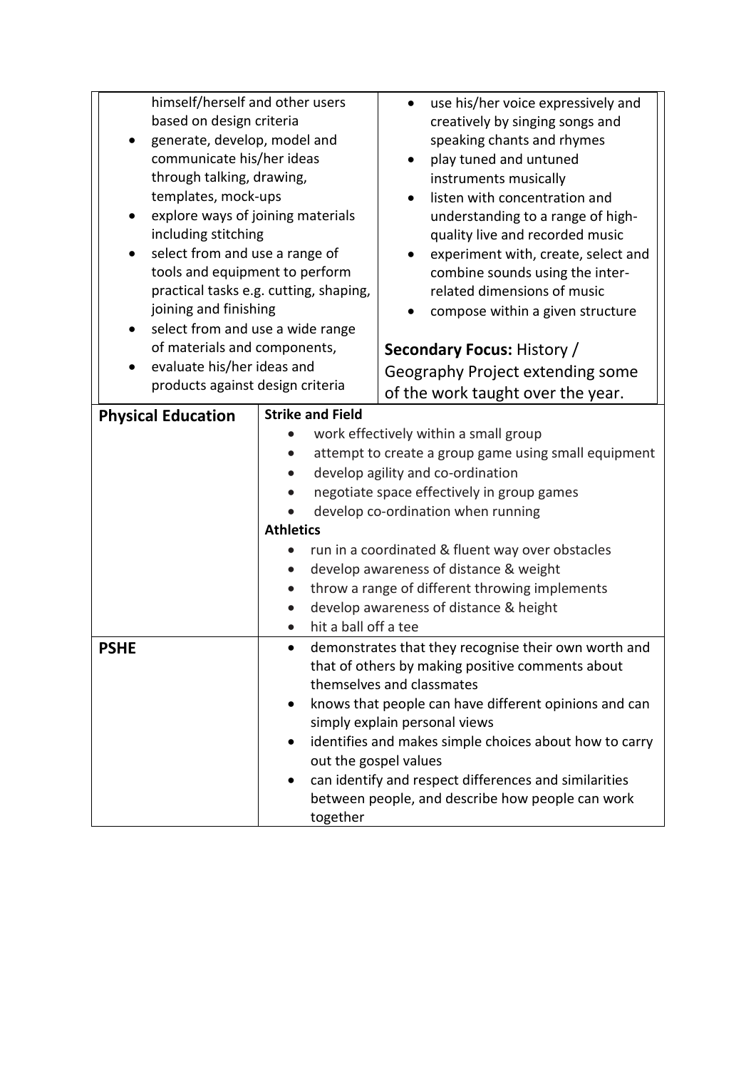| | | |
|---|---|---|
| himself/herself and other users based on design criteria<br>• generate, develop, model and communicate his/her ideas through talking, drawing, templates, mock-ups<br>• explore ways of joining materials including stitching<br>• select from and use a range of tools and equipment to perform practical tasks e.g. cutting, shaping, joining and finishing<br>• select from and use a wide range of materials and components,<br>• evaluate his/her ideas and products against design criteria | | • use his/her voice expressively and creatively by singing songs and speaking chants and rhymes<br>• play tuned and untuned instruments musically<br>• listen with concentration and understanding to a range of high-quality live and recorded music<br>• experiment with, create, select and combine sounds using the inter-related dimensions of music<br>• compose within a given structure<br><br>**Secondary Focus:** History / Geography Project extending some of the work taught over the year. |
| **Physical Education** | **Strike and Field**<br>• work effectively within a small group<br>• attempt to create a group game using small equipment<br>• develop agility and co-ordination<br>• negotiate space effectively in group games<br>• develop co-ordination when running<br>**Athletics**<br>• run in a coordinated & fluent way over obstacles<br>• develop awareness of distance & weight<br>• throw a range of different throwing implements<br>• develop awareness of distance & height<br>• hit a ball off a tee | |
| **PSHE** | • demonstrates that they recognise their own worth and that of others by making positive comments about themselves and classmates<br>• knows that people can have different opinions and can simply explain personal views<br>• identifies and makes simple choices about how to carry out the gospel values<br>• can identify and respect differences and similarities between people, and describe how people can work together | |